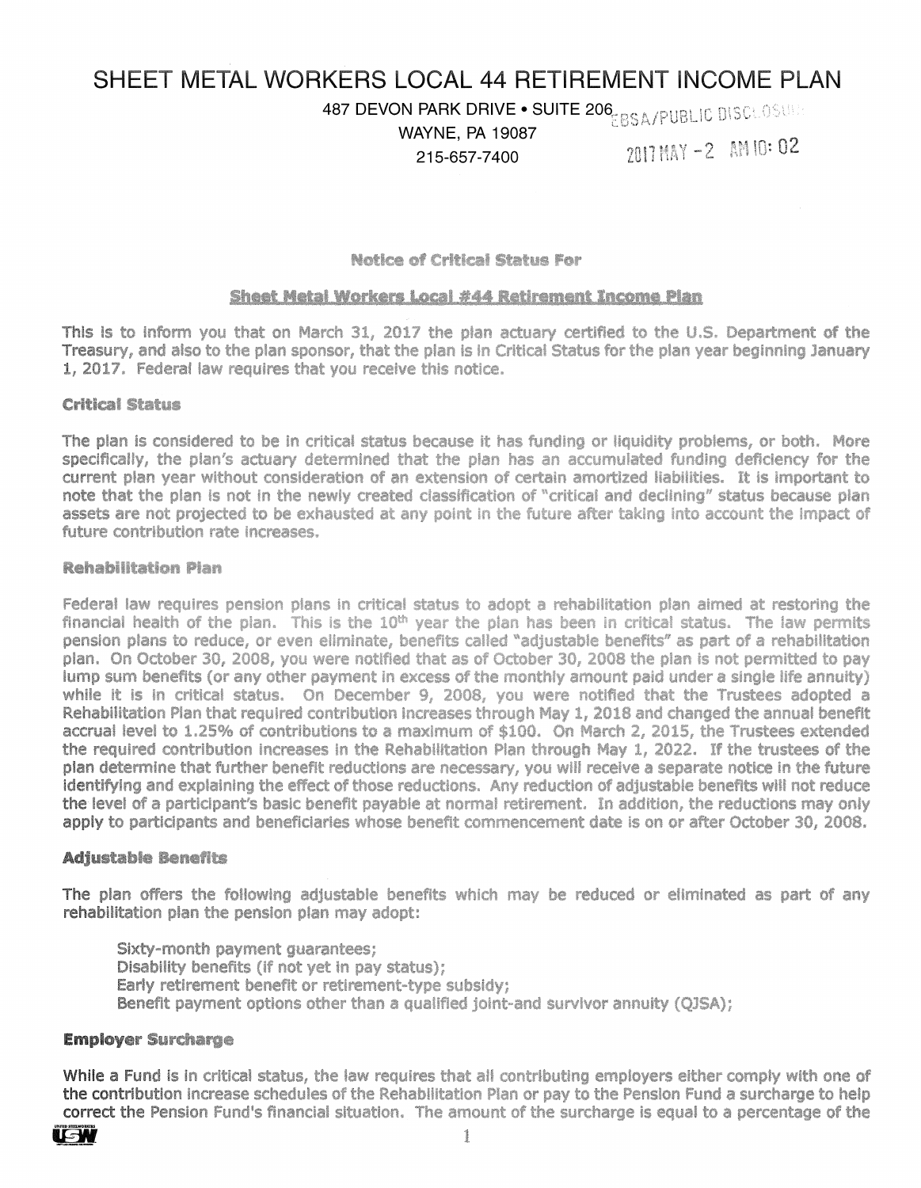# SHEET METAL WORKERS LOCAL 44 RETIREMENT INCOME PLAN

487 DEVON PARK DRIVE • SUITE 206
WAYNE, PA 19087
215-657-7400

EBSA/PUBLIC DISCLOSURE
2017 MAY -2 AM 10: 02

## Notice of Critical Status For

### Sheet Metal Workers Local #44 Retirement Income Plan

This is to inform you that on March 31, 2017 the plan actuary certified to the U.S. Department of the Treasury, and also to the plan sponsor, that the plan is in Critical Status for the plan year beginning January 1, 2017. Federal law requires that you receive this notice.

### Critical Status

The plan is considered to be in critical status because it has funding or liquidity problems, or both. More specifically, the plan's actuary determined that the plan has an accumulated funding deficiency for the current plan year without consideration of an extension of certain amortized liabilities. It is important to note that the plan is not in the newly created classification of "critical and declining" status because plan assets are not projected to be exhausted at any point in the future after taking into account the impact of future contribution rate increases.

### Rehabilitation Plan

Federal law requires pension plans in critical status to adopt a rehabilitation plan aimed at restoring the financial health of the plan. This is the 10th year the plan has been in critical status. The law permits pension plans to reduce, or even eliminate, benefits called "adjustable benefits" as part of a rehabilitation plan. On October 30, 2008, you were notified that as of October 30, 2008 the plan is not permitted to pay lump sum benefits (or any other payment in excess of the monthly amount paid under a single life annuity) while it is in critical status. On December 9, 2008, you were notified that the Trustees adopted a Rehabilitation Plan that required contribution increases through May 1, 2018 and changed the annual benefit accrual level to 1.25% of contributions to a maximum of $100. On March 2, 2015, the Trustees extended the required contribution increases in the Rehabilitation Plan through May 1, 2022. If the trustees of the plan determine that further benefit reductions are necessary, you will receive a separate notice in the future identifying and explaining the effect of those reductions. Any reduction of adjustable benefits will not reduce the level of a participant's basic benefit payable at normal retirement. In addition, the reductions may only apply to participants and beneficiaries whose benefit commencement date is on or after October 30, 2008.

### Adjustable Benefits

The plan offers the following adjustable benefits which may be reduced or eliminated as part of any rehabilitation plan the pension plan may adopt:

- Sixty-month payment guarantees;
- Disability benefits (if not yet in pay status);
- Early retirement benefit or retirement-type subsidy;
- Benefit payment options other than a qualified joint-and survivor annuity (QJSA);

### Employer Surcharge

While a Fund is in critical status, the law requires that all contributing employers either comply with one of the contribution increase schedules of the Rehabilitation Plan or pay to the Pension Fund a surcharge to help correct the Pension Fund's financial situation. The amount of the surcharge is equal to a percentage of the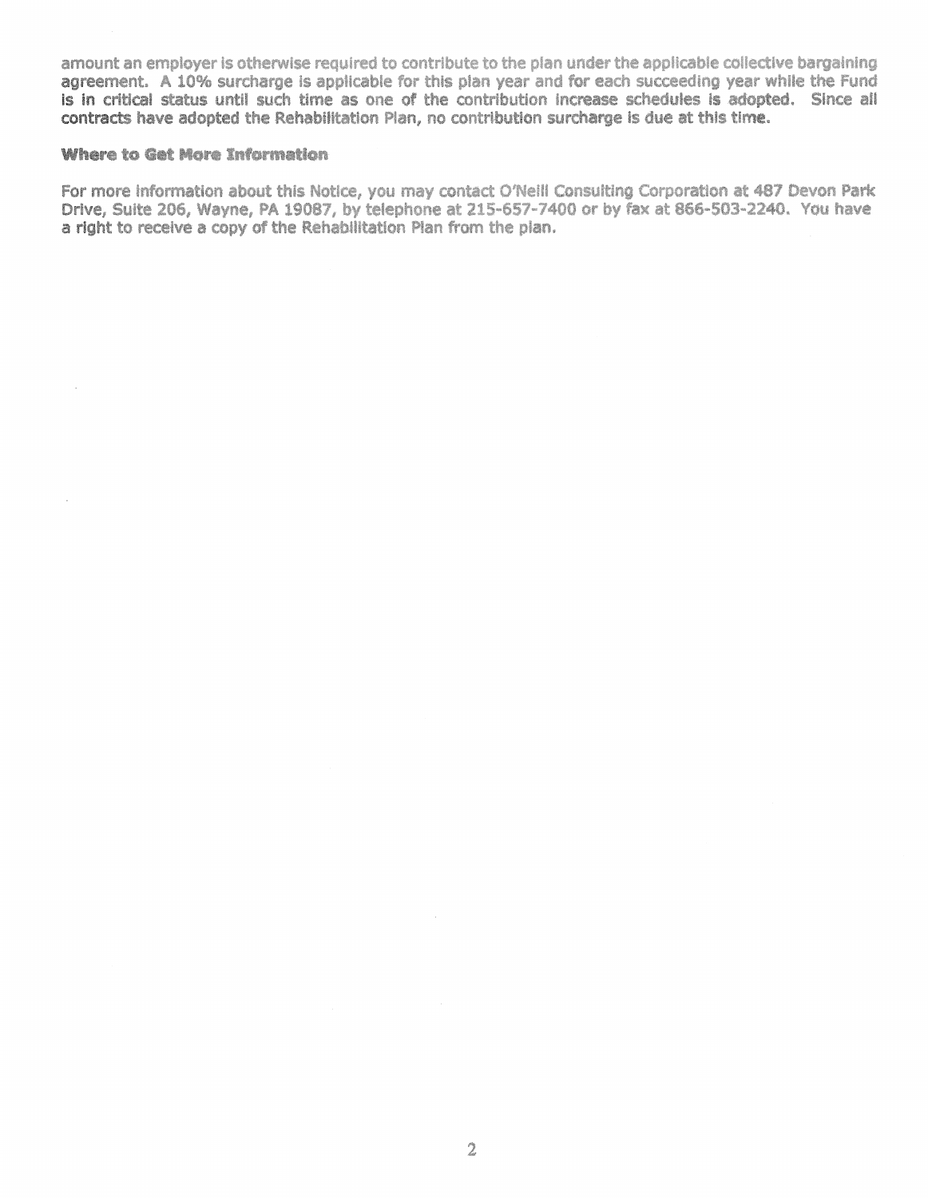amount an employer is otherwise required to contribute to the plan under the applicable collective bargaining agreement. A 10% surcharge is applicable for this plan year and for each succeeding year while the Fund is in critical status until such time as one of the contribution increase schedules is adopted. Since all contracts have adopted the Rehabilitation Plan, no contribution surcharge is due at this time.

### Where to Get More Information

For more information about this Notice, you may contact O'Neill Consulting Corporation at 487 Devon Park Drive, Suite 206, Wayne, PA 19087, by telephone at 215-657-7400 or by fax at 866-503-2240. You have a right to receive a copy of the Rehabilitation Plan from the plan.